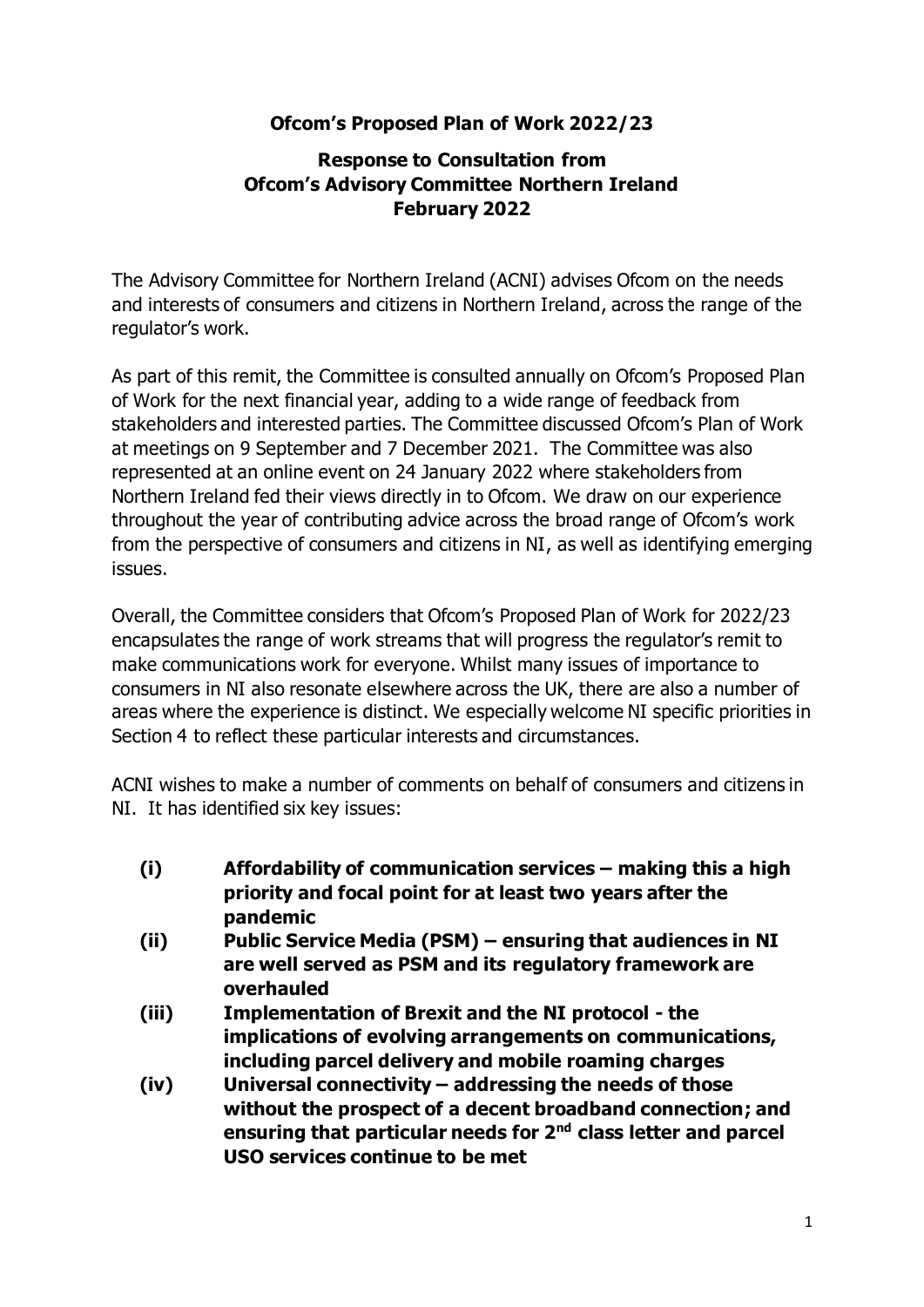# Ofcom's Proposed Plan of Work 2022/23

## Response to Consultation from Ofcom's Advisory Committee Northern Ireland February 2022

The Advisory Committee for Northern Ireland (ACNI) advises Ofcom on the needs and interests of consumers and citizens in Northern Ireland, across the range of the regulator's work.

As part of this remit, the Committee is consulted annually on Ofcom's Proposed Plan of Work for the next financial year, adding to a wide range of feedback from stakeholders and interested parties. The Committee discussed Ofcom's Plan of Work at meetings on 9 September and 7 December 2021. The Committee was also represented at an online event on 24 January 2022 where stakeholders from Northern Ireland fed their views directly in to Ofcom. We draw on our experience throughout the year of contributing advice across the broad range of Ofcom's work from the perspective of consumers and citizens in NI, as well as identifying emerging issues.

Overall, the Committee considers that Ofcom's Proposed Plan of Work for 2022/23 encapsulates the range of work streams that will progress the regulator's remit to make communications work for everyone. Whilst many issues of importance to consumers in NI also resonate elsewhere across the UK, there are also a number of areas where the experience is distinct. We especially welcome NI specific priorities in Section 4 to reflect these particular interests and circumstances.

ACNI wishes to make a number of comments on behalf of consumers and citizens in NI. It has identified six key issues:

- **(i) Affordability of communication services – making this a high priority and focal point for at least two years after the pandemic**
- **(ii) Public Service Media (PSM) – ensuring that audiences in NI are well served as PSM and its regulatory framework are overhauled**
- **(iii) Implementation of Brexit and the NI protocol - the implications of evolving arrangements on communications, including parcel delivery and mobile roaming charges**
- **(iv) Universal connectivity – addressing the needs of those without the prospect of a decent broadband connection; and ensuring that particular needs for 2nd class letter and parcel USO services continue to be met**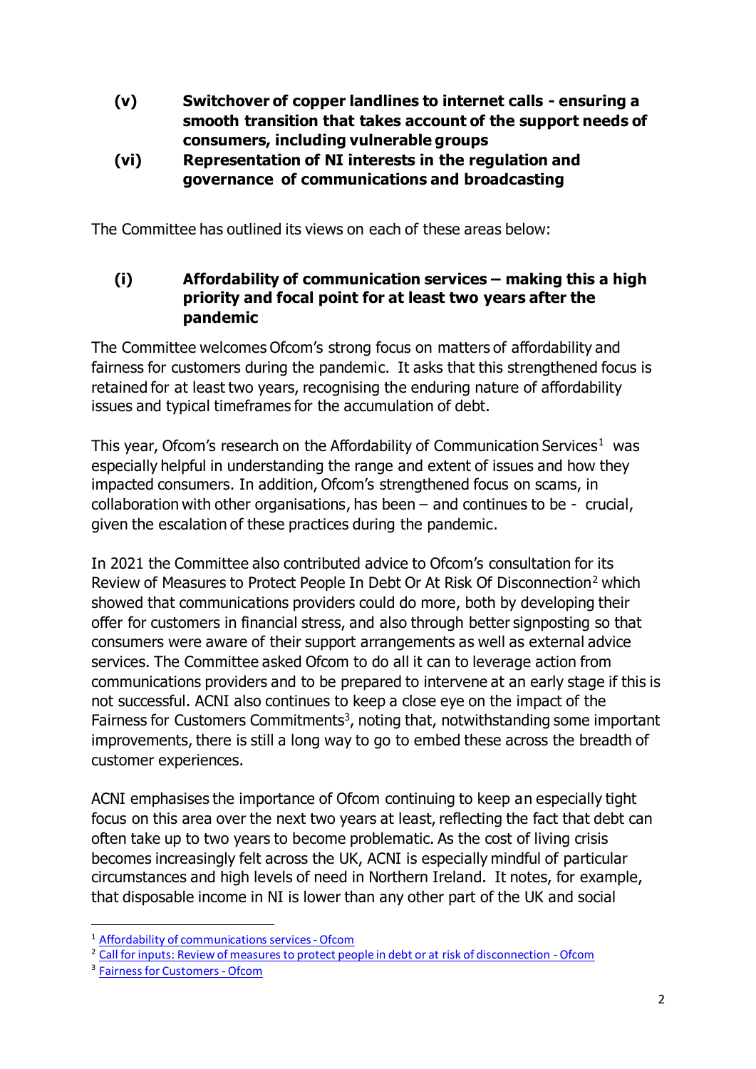**(v) Switchover of copper landlines to internet calls - ensuring a smooth transition that takes account of the support needs of consumers, including vulnerable groups**

**(vi) Representation of NI interests in the regulation and governance of communications and broadcasting**

The Committee has outlined its views on each of these areas below:

### (i) Affordability of communication services – making this a high priority and focal point for at least two years after the pandemic

The Committee welcomes Ofcom's strong focus on matters of affordability and fairness for customers during the pandemic. It asks that this strengthened focus is retained for at least two years, recognising the enduring nature of affordability issues and typical timeframes for the accumulation of debt.

This year, Ofcom's research on the Affordability of Communication Services[1] was especially helpful in understanding the range and extent of issues and how they impacted consumers. In addition, Ofcom's strengthened focus on scams, in collaboration with other organisations, has been – and continues to be - crucial, given the escalation of these practices during the pandemic.

In 2021 the Committee also contributed advice to Ofcom's consultation for its Review of Measures to Protect People In Debt Or At Risk Of Disconnection[2] which showed that communications providers could do more, both by developing their offer for customers in financial stress, and also through better signposting so that consumers were aware of their support arrangements as well as external advice services. The Committee asked Ofcom to do all it can to leverage action from communications providers and to be prepared to intervene at an early stage if this is not successful. ACNI also continues to keep a close eye on the impact of the Fairness for Customers Commitments[3], noting that, notwithstanding some important improvements, there is still a long way to go to embed these across the breadth of customer experiences.

ACNI emphasises the importance of Ofcom continuing to keep an especially tight focus on this area over the next two years at least, reflecting the fact that debt can often take up to two years to become problematic. As the cost of living crisis becomes increasingly felt across the UK, ACNI is especially mindful of particular circumstances and high levels of need in Northern Ireland. It notes, for example, that disposable income in NI is lower than any other part of the UK and social

---

[1] Affordability of communications services - Ofcom

[2] Call for inputs: Review of measures to protect people in debt or at risk of disconnection - Ofcom

[3] Fairness for Customers - Ofcom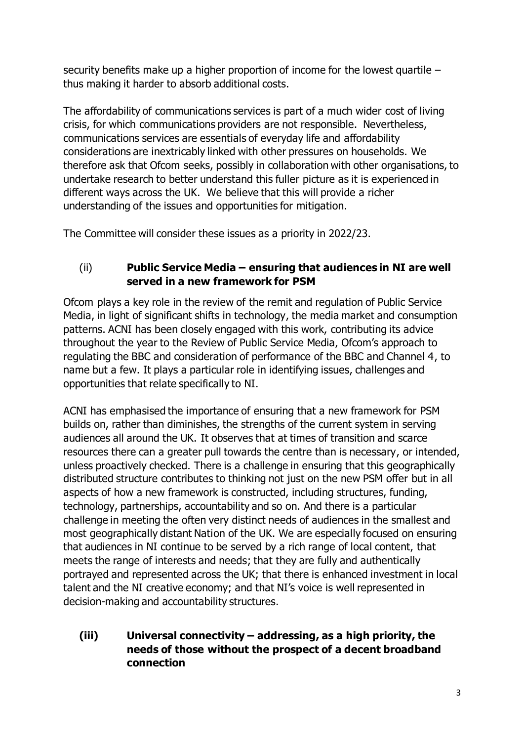security benefits make up a higher proportion of income for the lowest quartile – thus making it harder to absorb additional costs.

The affordability of communications services is part of a much wider cost of living crisis, for which communications providers are not responsible. Nevertheless, communications services are essentials of everyday life and affordability considerations are inextricably linked with other pressures on households. We therefore ask that Ofcom seeks, possibly in collaboration with other organisations, to undertake research to better understand this fuller picture as it is experienced in different ways across the UK. We believe that this will provide a richer understanding of the issues and opportunities for mitigation.

The Committee will consider these issues as a priority in 2022/23.

### (ii) Public Service Media – ensuring that audiences in NI are well served in a new framework for PSM

Ofcom plays a key role in the review of the remit and regulation of Public Service Media, in light of significant shifts in technology, the media market and consumption patterns. ACNI has been closely engaged with this work, contributing its advice throughout the year to the Review of Public Service Media, Ofcom's approach to regulating the BBC and consideration of performance of the BBC and Channel 4, to name but a few. It plays a particular role in identifying issues, challenges and opportunities that relate specifically to NI.

ACNI has emphasised the importance of ensuring that a new framework for PSM builds on, rather than diminishes, the strengths of the current system in serving audiences all around the UK. It observes that at times of transition and scarce resources there can a greater pull towards the centre than is necessary, or intended, unless proactively checked. There is a challenge in ensuring that this geographically distributed structure contributes to thinking not just on the new PSM offer but in all aspects of how a new framework is constructed, including structures, funding, technology, partnerships, accountability and so on. And there is a particular challenge in meeting the often very distinct needs of audiences in the smallest and most geographically distant Nation of the UK. We are especially focused on ensuring that audiences in NI continue to be served by a rich range of local content, that meets the range of interests and needs; that they are fully and authentically portrayed and represented across the UK; that there is enhanced investment in local talent and the NI creative economy; and that NI's voice is well represented in decision-making and accountability structures.

### (iii) Universal connectivity – addressing, as a high priority, the needs of those without the prospect of a decent broadband connection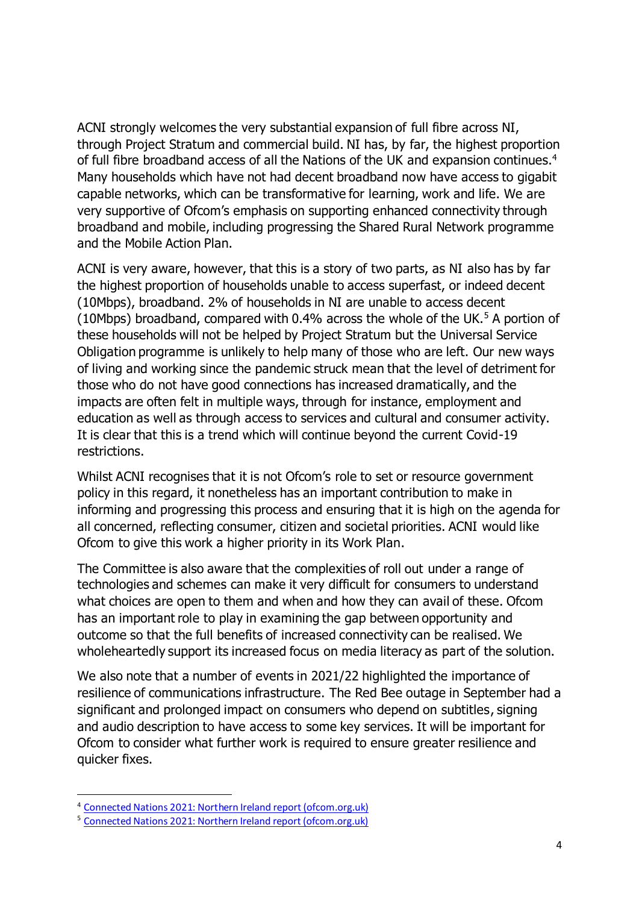ACNI strongly welcomes the very substantial expansion of full fibre across NI, through Project Stratum and commercial build. NI has, by far, the highest proportion of full fibre broadband access of all the Nations of the UK and expansion continues.[4] Many households which have not had decent broadband now have access to gigabit capable networks, which can be transformative for learning, work and life. We are very supportive of Ofcom's emphasis on supporting enhanced connectivity through broadband and mobile, including progressing the Shared Rural Network programme and the Mobile Action Plan.

ACNI is very aware, however, that this is a story of two parts, as NI also has by far the highest proportion of households unable to access superfast, or indeed decent (10Mbps), broadband. 2% of households in NI are unable to access decent (10Mbps) broadband, compared with 0.4% across the whole of the UK.[5] A portion of these households will not be helped by Project Stratum but the Universal Service Obligation programme is unlikely to help many of those who are left. Our new ways of living and working since the pandemic struck mean that the level of detriment for those who do not have good connections has increased dramatically, and the impacts are often felt in multiple ways, through for instance, employment and education as well as through access to services and cultural and consumer activity. It is clear that this is a trend which will continue beyond the current Covid-19 restrictions.

Whilst ACNI recognises that it is not Ofcom's role to set or resource government policy in this regard, it nonetheless has an important contribution to make in informing and progressing this process and ensuring that it is high on the agenda for all concerned, reflecting consumer, citizen and societal priorities. ACNI would like Ofcom to give this work a higher priority in its Work Plan.

The Committee is also aware that the complexities of roll out under a range of technologies and schemes can make it very difficult for consumers to understand what choices are open to them and when and how they can avail of these. Ofcom has an important role to play in examining the gap between opportunity and outcome so that the full benefits of increased connectivity can be realised. We wholeheartedly support its increased focus on media literacy as part of the solution.

We also note that a number of events in 2021/22 highlighted the importance of resilience of communications infrastructure. The Red Bee outage in September had a significant and prolonged impact on consumers who depend on subtitles, signing and audio description to have access to some key services. It will be important for Ofcom to consider what further work is required to ensure greater resilience and quicker fixes.

---

[4] Connected Nations 2021: Northern Ireland report (ofcom.org.uk)

[5] Connected Nations 2021: Northern Ireland report (ofcom.org.uk)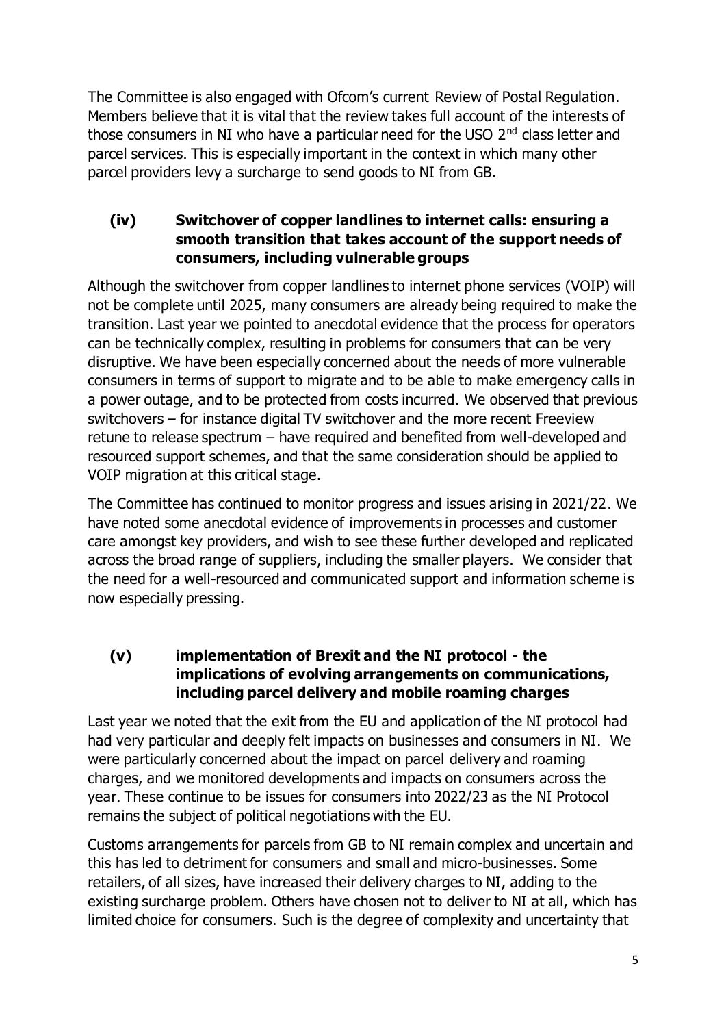The Committee is also engaged with Ofcom's current Review of Postal Regulation. Members believe that it is vital that the review takes full account of the interests of those consumers in NI who have a particular need for the USO 2nd class letter and parcel services. This is especially important in the context in which many other parcel providers levy a surcharge to send goods to NI from GB.

### (iv) Switchover of copper landlines to internet calls: ensuring a smooth transition that takes account of the support needs of consumers, including vulnerable groups

Although the switchover from copper landlines to internet phone services (VOIP) will not be complete until 2025, many consumers are already being required to make the transition. Last year we pointed to anecdotal evidence that the process for operators can be technically complex, resulting in problems for consumers that can be very disruptive. We have been especially concerned about the needs of more vulnerable consumers in terms of support to migrate and to be able to make emergency calls in a power outage, and to be protected from costs incurred. We observed that previous switchovers – for instance digital TV switchover and the more recent Freeview retune to release spectrum – have required and benefited from well-developed and resourced support schemes, and that the same consideration should be applied to VOIP migration at this critical stage.

The Committee has continued to monitor progress and issues arising in 2021/22. We have noted some anecdotal evidence of improvements in processes and customer care amongst key providers, and wish to see these further developed and replicated across the broad range of suppliers, including the smaller players. We consider that the need for a well-resourced and communicated support and information scheme is now especially pressing.

### (v) implementation of Brexit and the NI protocol - the implications of evolving arrangements on communications, including parcel delivery and mobile roaming charges

Last year we noted that the exit from the EU and application of the NI protocol had had very particular and deeply felt impacts on businesses and consumers in NI. We were particularly concerned about the impact on parcel delivery and roaming charges, and we monitored developments and impacts on consumers across the year. These continue to be issues for consumers into 2022/23 as the NI Protocol remains the subject of political negotiations with the EU.

Customs arrangements for parcels from GB to NI remain complex and uncertain and this has led to detriment for consumers and small and micro-businesses. Some retailers, of all sizes, have increased their delivery charges to NI, adding to the existing surcharge problem. Others have chosen not to deliver to NI at all, which has limited choice for consumers. Such is the degree of complexity and uncertainty that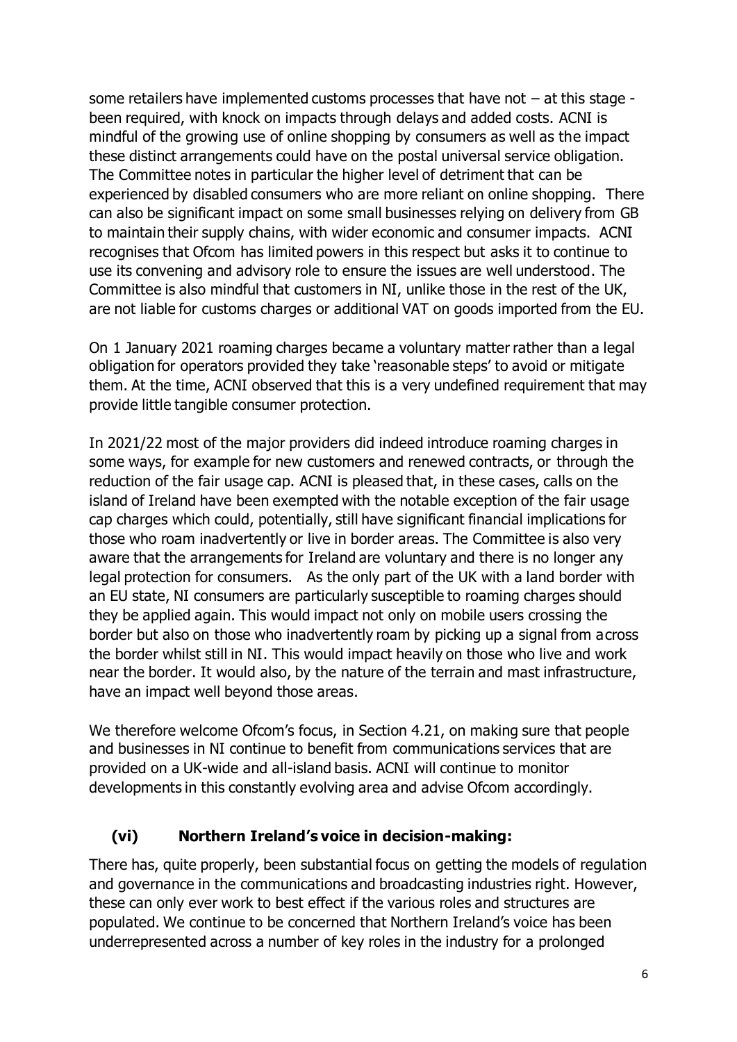some retailers have implemented customs processes that have not – at this stage - been required, with knock on impacts through delays and added costs. ACNI is mindful of the growing use of online shopping by consumers as well as the impact these distinct arrangements could have on the postal universal service obligation. The Committee notes in particular the higher level of detriment that can be experienced by disabled consumers who are more reliant on online shopping. There can also be significant impact on some small businesses relying on delivery from GB to maintain their supply chains, with wider economic and consumer impacts. ACNI recognises that Ofcom has limited powers in this respect but asks it to continue to use its convening and advisory role to ensure the issues are well understood. The Committee is also mindful that customers in NI, unlike those in the rest of the UK, are not liable for customs charges or additional VAT on goods imported from the EU.

On 1 January 2021 roaming charges became a voluntary matter rather than a legal obligation for operators provided they take 'reasonable steps' to avoid or mitigate them. At the time, ACNI observed that this is a very undefined requirement that may provide little tangible consumer protection.

In 2021/22 most of the major providers did indeed introduce roaming charges in some ways, for example for new customers and renewed contracts, or through the reduction of the fair usage cap. ACNI is pleased that, in these cases, calls on the island of Ireland have been exempted with the notable exception of the fair usage cap charges which could, potentially, still have significant financial implications for those who roam inadvertently or live in border areas. The Committee is also very aware that the arrangements for Ireland are voluntary and there is no longer any legal protection for consumers. As the only part of the UK with a land border with an EU state, NI consumers are particularly susceptible to roaming charges should they be applied again. This would impact not only on mobile users crossing the border but also on those who inadvertently roam by picking up a signal from across the border whilst still in NI. This would impact heavily on those who live and work near the border. It would also, by the nature of the terrain and mast infrastructure, have an impact well beyond those areas.

We therefore welcome Ofcom's focus, in Section 4.21, on making sure that people and businesses in NI continue to benefit from communications services that are provided on a UK-wide and all-island basis. ACNI will continue to monitor developments in this constantly evolving area and advise Ofcom accordingly.

### (vi) Northern Ireland's voice in decision-making:

There has, quite properly, been substantial focus on getting the models of regulation and governance in the communications and broadcasting industries right. However, these can only ever work to best effect if the various roles and structures are populated. We continue to be concerned that Northern Ireland's voice has been underrepresented across a number of key roles in the industry for a prolonged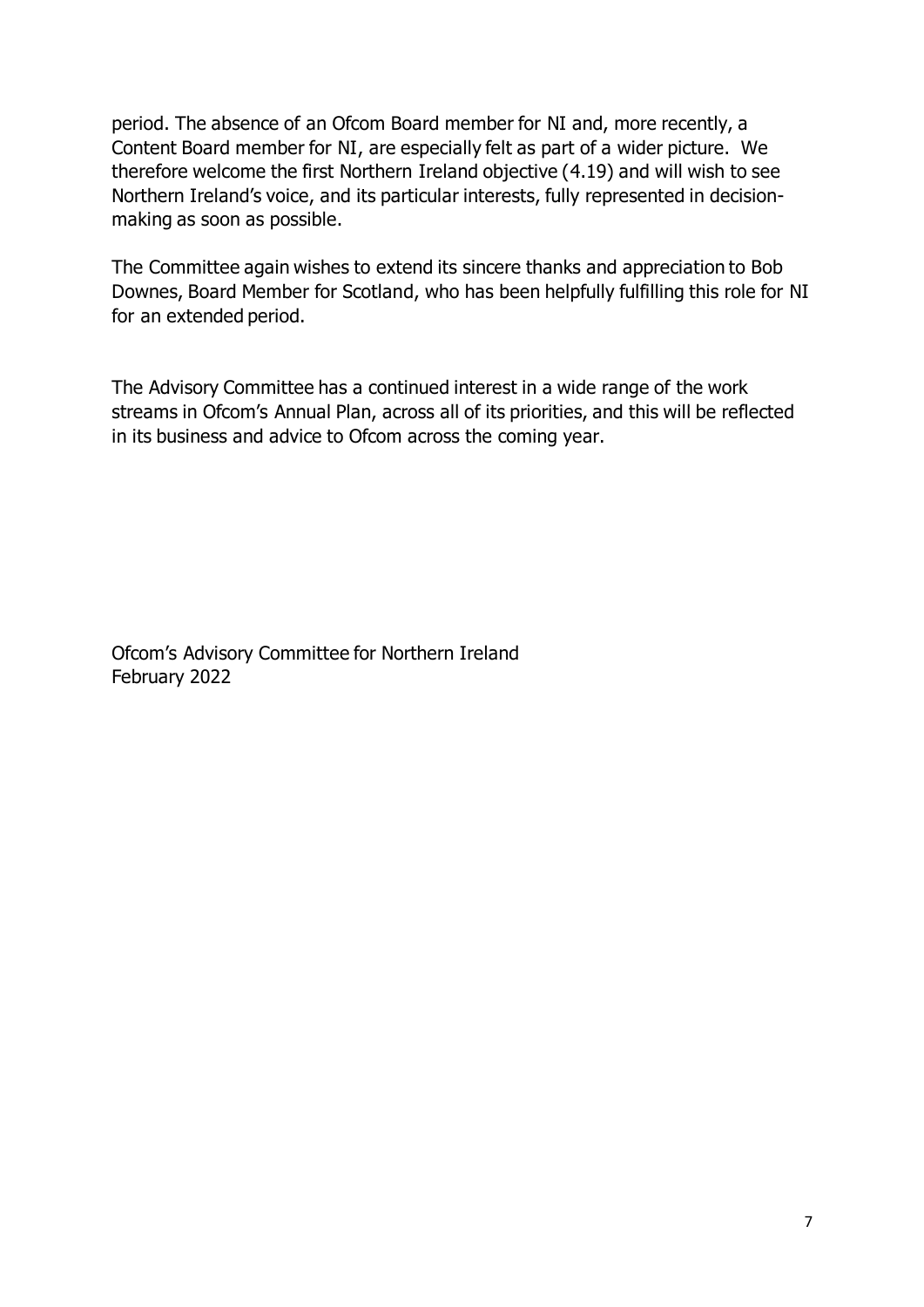period. The absence of an Ofcom Board member for NI and, more recently, a Content Board member for NI, are especially felt as part of a wider picture. We therefore welcome the first Northern Ireland objective (4.19) and will wish to see Northern Ireland's voice, and its particular interests, fully represented in decision-making as soon as possible.

The Committee again wishes to extend its sincere thanks and appreciation to Bob Downes, Board Member for Scotland, who has been helpfully fulfilling this role for NI for an extended period.

The Advisory Committee has a continued interest in a wide range of the work streams in Ofcom's Annual Plan, across all of its priorities, and this will be reflected in its business and advice to Ofcom across the coming year.

Ofcom's Advisory Committee for Northern Ireland
February 2022